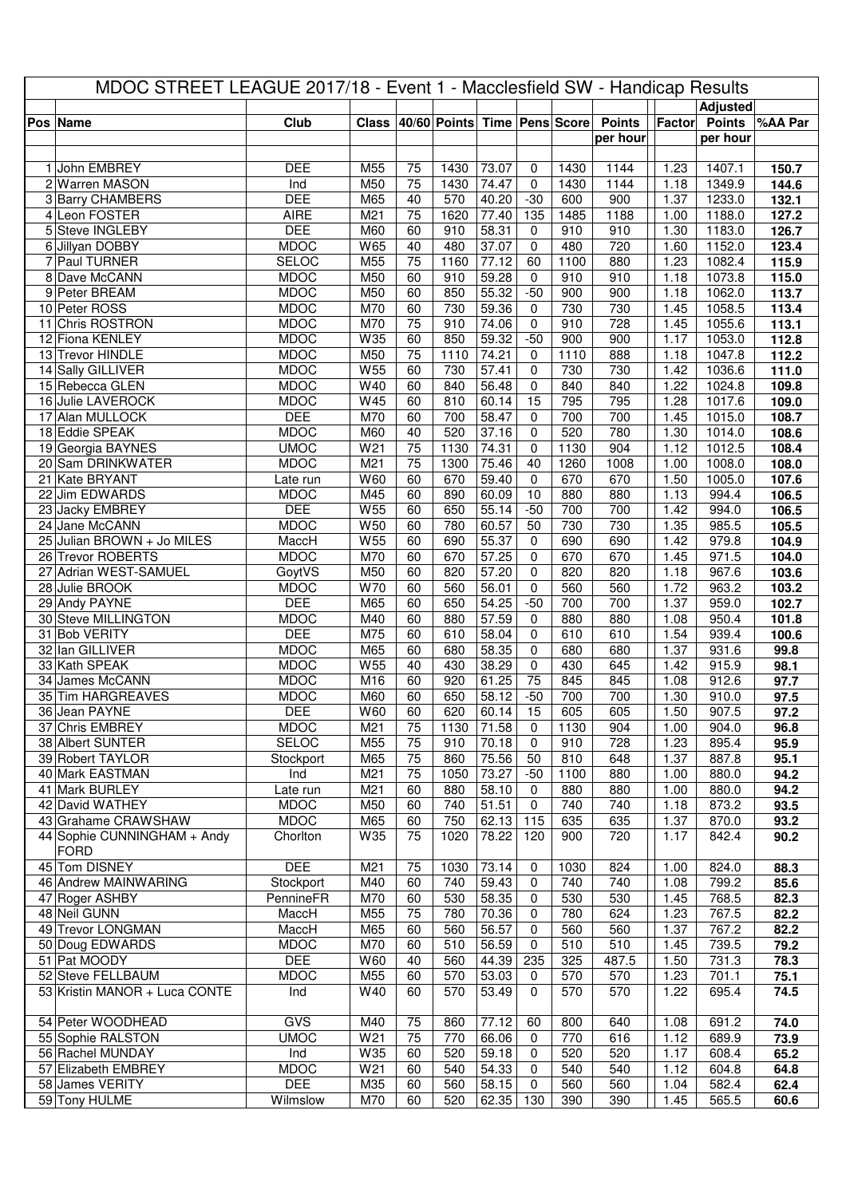# MDOC STREET LEAGUE 2017/18 - Event 1 - Macclesfield SW - Handicap Results

| Pos | Name | Club | Class | 40/60 | Points | Time | Pens | Score | Points per hour | Factor | Adjusted Points per hour | %AA Par |
|---|---|---|---|---|---|---|---|---|---|---|---|---|
| 1 | John EMBREY | DEE | M55 | 75 | 1430 | 73.07 | 0 | 1430 | 1144 | 1.23 | 1407.1 | **150.7** |
| 2 | Warren MASON | Ind | M50 | 75 | 1430 | 74.47 | 0 | 1430 | 1144 | 1.18 | 1349.9 | **144.6** |
| 3 | Barry CHAMBERS | DEE | M65 | 40 | 570 | 40.20 | -30 | 600 | 900 | 1.37 | 1233.0 | **132.1** |
| 4 | Leon FOSTER | AIRE | M21 | 75 | 1620 | 77.40 | 135 | 1485 | 1188 | 1.00 | 1188.0 | **127.2** |
| 5 | Steve INGLEBY | DEE | M60 | 60 | 910 | 58.31 | 0 | 910 | 910 | 1.30 | 1183.0 | **126.7** |
| 6 | Jillyan DOBBY | MDOC | W65 | 40 | 480 | 37.07 | 0 | 480 | 720 | 1.60 | 1152.0 | **123.4** |
| 7 | Paul TURNER | SELOC | M55 | 75 | 1160 | 77.12 | 60 | 1100 | 880 | 1.23 | 1082.4 | **115.9** |
| 8 | Dave McCANN | MDOC | M50 | 60 | 910 | 59.28 | 0 | 910 | 910 | 1.18 | 1073.8 | **115.0** |
| 9 | Peter BREAM | MDOC | M50 | 60 | 850 | 55.32 | -50 | 900 | 900 | 1.18 | 1062.0 | **113.7** |
| 10 | Peter ROSS | MDOC | M70 | 60 | 730 | 59.36 | 0 | 730 | 730 | 1.45 | 1058.5 | **113.4** |
| 11 | Chris ROSTRON | MDOC | M70 | 75 | 910 | 74.06 | 0 | 910 | 728 | 1.45 | 1055.6 | **113.1** |
| 12 | Fiona KENLEY | MDOC | W35 | 60 | 850 | 59.32 | -50 | 900 | 900 | 1.17 | 1053.0 | **112.8** |
| 13 | Trevor HINDLE | MDOC | M50 | 75 | 1110 | 74.21 | 0 | 1110 | 888 | 1.18 | 1047.8 | **112.2** |
| 14 | Sally GILLIVER | MDOC | W55 | 60 | 730 | 57.41 | 0 | 730 | 730 | 1.42 | 1036.6 | **111.0** |
| 15 | Rebecca GLEN | MDOC | W40 | 60 | 840 | 56.48 | 0 | 840 | 840 | 1.22 | 1024.8 | **109.8** |
| 16 | Julie LAVEROCK | MDOC | W45 | 60 | 810 | 60.14 | 15 | 795 | 795 | 1.28 | 1017.6 | **109.0** |
| 17 | Alan MULLOCK | DEE | M70 | 60 | 700 | 58.47 | 0 | 700 | 700 | 1.45 | 1015.0 | **108.7** |
| 18 | Eddie SPEAK | MDOC | M60 | 40 | 520 | 37.16 | 0 | 520 | 780 | 1.30 | 1014.0 | **108.6** |
| 19 | Georgia BAYNES | UMOC | W21 | 75 | 1130 | 74.31 | 0 | 1130 | 904 | 1.12 | 1012.5 | **108.4** |
| 20 | Sam DRINKWATER | MDOC | M21 | 75 | 1300 | 75.46 | 40 | 1260 | 1008 | 1.00 | 1008.0 | **108.0** |
| 21 | Kate BRYANT | Late run | W60 | 60 | 670 | 59.40 | 0 | 670 | 670 | 1.50 | 1005.0 | **107.6** |
| 22 | Jim EDWARDS | MDOC | M45 | 60 | 890 | 60.09 | 10 | 880 | 880 | 1.13 | 994.4 | **106.5** |
| 23 | Jacky EMBREY | DEE | W55 | 60 | 650 | 55.14 | -50 | 700 | 700 | 1.42 | 994.0 | **106.5** |
| 24 | Jane McCANN | MDOC | W50 | 60 | 780 | 60.57 | 50 | 730 | 730 | 1.35 | 985.5 | **105.5** |
| 25 | Julian BROWN + Jo MILES | MaccH | W55 | 60 | 690 | 55.37 | 0 | 690 | 690 | 1.42 | 979.8 | **104.9** |
| 26 | Trevor ROBERTS | MDOC | M70 | 60 | 670 | 57.25 | 0 | 670 | 670 | 1.45 | 971.5 | **104.0** |
| 27 | Adrian WEST-SAMUEL | GoytVS | M50 | 60 | 820 | 57.20 | 0 | 820 | 820 | 1.18 | 967.6 | **103.6** |
| 28 | Julie BROOK | MDOC | W70 | 60 | 560 | 56.01 | 0 | 560 | 560 | 1.72 | 963.2 | **103.2** |
| 29 | Andy PAYNE | DEE | M65 | 60 | 650 | 54.25 | -50 | 700 | 700 | 1.37 | 959.0 | **102.7** |
| 30 | Steve MILLINGTON | MDOC | M40 | 60 | 880 | 57.59 | 0 | 880 | 880 | 1.08 | 950.4 | **101.8** |
| 31 | Bob VERITY | DEE | M75 | 60 | 610 | 58.04 | 0 | 610 | 610 | 1.54 | 939.4 | **100.6** |
| 32 | Ian GILLIVER | MDOC | M65 | 60 | 680 | 58.35 | 0 | 680 | 680 | 1.37 | 931.6 | **99.8** |
| 33 | Kath SPEAK | MDOC | W55 | 40 | 430 | 38.29 | 0 | 430 | 645 | 1.42 | 915.9 | **98.1** |
| 34 | James McCANN | MDOC | M16 | 60 | 920 | 61.25 | 75 | 845 | 845 | 1.08 | 912.6 | **97.7** |
| 35 | Tim HARGREAVES | MDOC | M60 | 60 | 650 | 58.12 | -50 | 700 | 700 | 1.30 | 910.0 | **97.5** |
| 36 | Jean PAYNE | DEE | W60 | 60 | 620 | 60.14 | 15 | 605 | 605 | 1.50 | 907.5 | **97.2** |
| 37 | Chris EMBREY | MDOC | M21 | 75 | 1130 | 71.58 | 0 | 1130 | 904 | 1.00 | 904.0 | **96.8** |
| 38 | Albert SUNTER | SELOC | M55 | 75 | 910 | 70.18 | 0 | 910 | 728 | 1.23 | 895.4 | **95.9** |
| 39 | Robert TAYLOR | Stockport | M65 | 75 | 860 | 75.56 | 50 | 810 | 648 | 1.37 | 887.8 | **95.1** |
| 40 | Mark EASTMAN | Ind | M21 | 75 | 1050 | 73.27 | -50 | 1100 | 880 | 1.00 | 880.0 | **94.2** |
| 41 | Mark BURLEY | Late run | M21 | 60 | 880 | 58.10 | 0 | 880 | 880 | 1.00 | 880.0 | **94.2** |
| 42 | David WATHEY | MDOC | M50 | 60 | 740 | 51.51 | 0 | 740 | 740 | 1.18 | 873.2 | **93.5** |
| 43 | Grahame CRAWSHAW | MDOC | M65 | 60 | 750 | 62.13 | 115 | 635 | 635 | 1.37 | 870.0 | **93.2** |
| 44 | Sophie CUNNINGHAM + Andy FORD | Chorlton | W35 | 75 | 1020 | 78.22 | 120 | 900 | 720 | 1.17 | 842.4 | **90.2** |
| 45 | Tom DISNEY | DEE | M21 | 75 | 1030 | 73.14 | 0 | 1030 | 824 | 1.00 | 824.0 | **88.3** |
| 46 | Andrew MAINWARING | Stockport | M40 | 60 | 740 | 59.43 | 0 | 740 | 740 | 1.08 | 799.2 | **85.6** |
| 47 | Roger ASHBY | PennineFR | M70 | 60 | 530 | 58.35 | 0 | 530 | 530 | 1.45 | 768.5 | **82.3** |
| 48 | Neil GUNN | MaccH | M55 | 75 | 780 | 70.36 | 0 | 780 | 624 | 1.23 | 767.5 | **82.2** |
| 49 | Trevor LONGMAN | MaccH | M65 | 60 | 560 | 56.57 | 0 | 560 | 560 | 1.37 | 767.2 | **82.2** |
| 50 | Doug EDWARDS | MDOC | M70 | 60 | 510 | 56.59 | 0 | 510 | 510 | 1.45 | 739.5 | **79.2** |
| 51 | Pat MOODY | DEE | W60 | 40 | 560 | 44.39 | 235 | 325 | 487.5 | 1.50 | 731.3 | **78.3** |
| 52 | Steve FELLBAUM | MDOC | M55 | 60 | 570 | 53.03 | 0 | 570 | 570 | 1.23 | 701.1 | **75.1** |
| 53 | Kristin MANOR + Luca CONTE | Ind | W40 | 60 | 570 | 53.49 | 0 | 570 | 570 | 1.22 | 695.4 | **74.5** |
| 54 | Peter WOODHEAD | GVS | M40 | 75 | 860 | 77.12 | 60 | 800 | 640 | 1.08 | 691.2 | **74.0** |
| 55 | Sophie RALSTON | UMOC | W21 | 75 | 770 | 66.06 | 0 | 770 | 616 | 1.12 | 689.9 | **73.9** |
| 56 | Rachel MUNDAY | Ind | W35 | 60 | 520 | 59.18 | 0 | 520 | 520 | 1.17 | 608.4 | **65.2** |
| 57 | Elizabeth EMBREY | MDOC | W21 | 60 | 540 | 54.33 | 0 | 540 | 540 | 1.12 | 604.8 | **64.8** |
| 58 | James VERITY | DEE | M35 | 60 | 560 | 58.15 | 0 | 560 | 560 | 1.04 | 582.4 | **62.4** |
| 59 | Tony HULME | Wilmslow | M70 | 60 | 520 | 62.35 | 130 | 390 | 390 | 1.45 | 565.5 | **60.6** |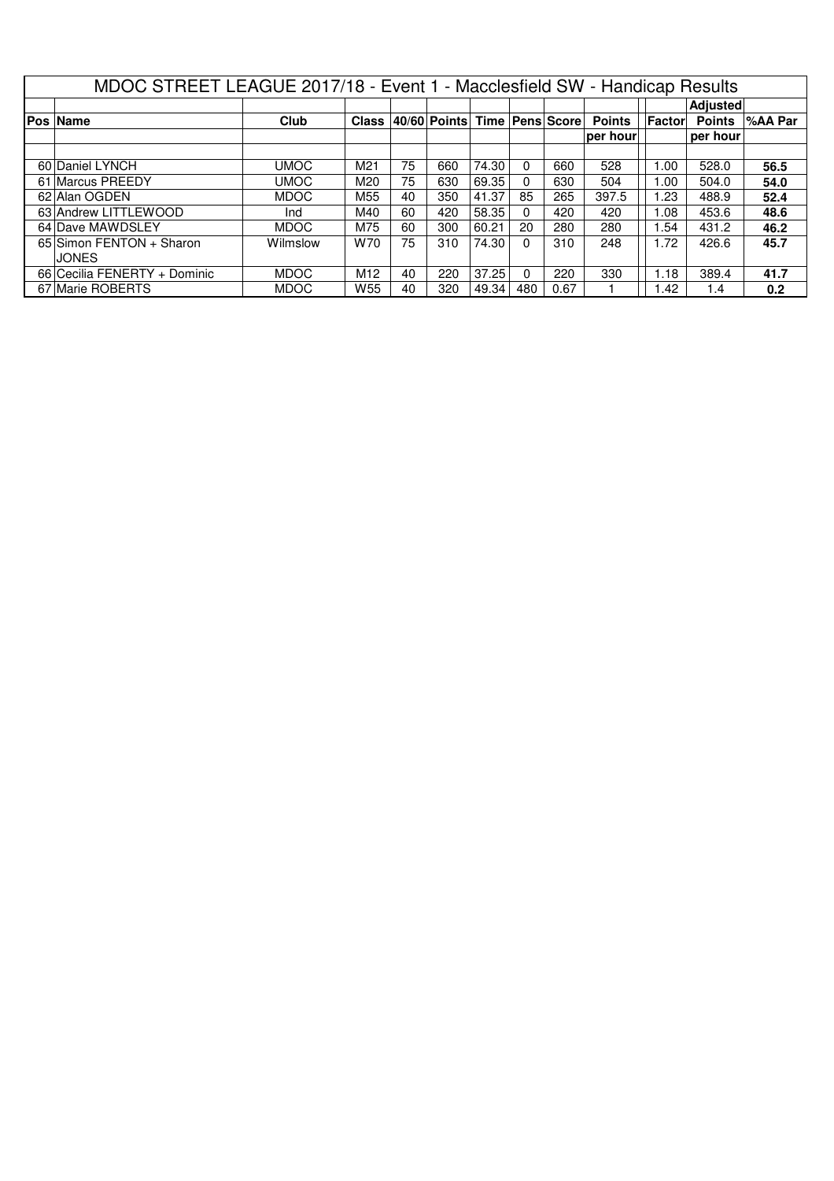## MDOC STREET LEAGUE 2017/18 - Event 1 - Macclesfield SW - Handicap Results

| Pos | Name | Club | Class | 40/60 | Points | Time | Pens | Score | Points per hour | Factor | Adjusted Points per hour | %AA Par |
|---|---|---|---|---|---|---|---|---|---|---|---|---|
| 60 | Daniel LYNCH | UMOC | M21 | 75 | 660 | 74.30 | 0 | 660 | 528 | 1.00 | 528.0 | **56.5** |
| 61 | Marcus PREEDY | UMOC | M20 | 75 | 630 | 69.35 | 0 | 630 | 504 | 1.00 | 504.0 | **54.0** |
| 62 | Alan OGDEN | MDOC | M55 | 40 | 350 | 41.37 | 85 | 265 | 397.5 | 1.23 | 488.9 | **52.4** |
| 63 | Andrew LITTLEWOOD | Ind | M40 | 60 | 420 | 58.35 | 0 | 420 | 420 | 1.08 | 453.6 | **48.6** |
| 64 | Dave MAWDSLEY | MDOC | M75 | 60 | 300 | 60.21 | 20 | 280 | 280 | 1.54 | 431.2 | **46.2** |
| 65 | Simon FENTON + Sharon JONES | Wilmslow | W70 | 75 | 310 | 74.30 | 0 | 310 | 248 | 1.72 | 426.6 | **45.7** |
| 66 | Cecilia FENERTY + Dominic | MDOC | M12 | 40 | 220 | 37.25 | 0 | 220 | 330 | 1.18 | 389.4 | **41.7** |
| 67 | Marie ROBERTS | MDOC | W55 | 40 | 320 | 49.34 | 480 | 0.67 | 1 | 1.42 | 1.4 | **0.2** |